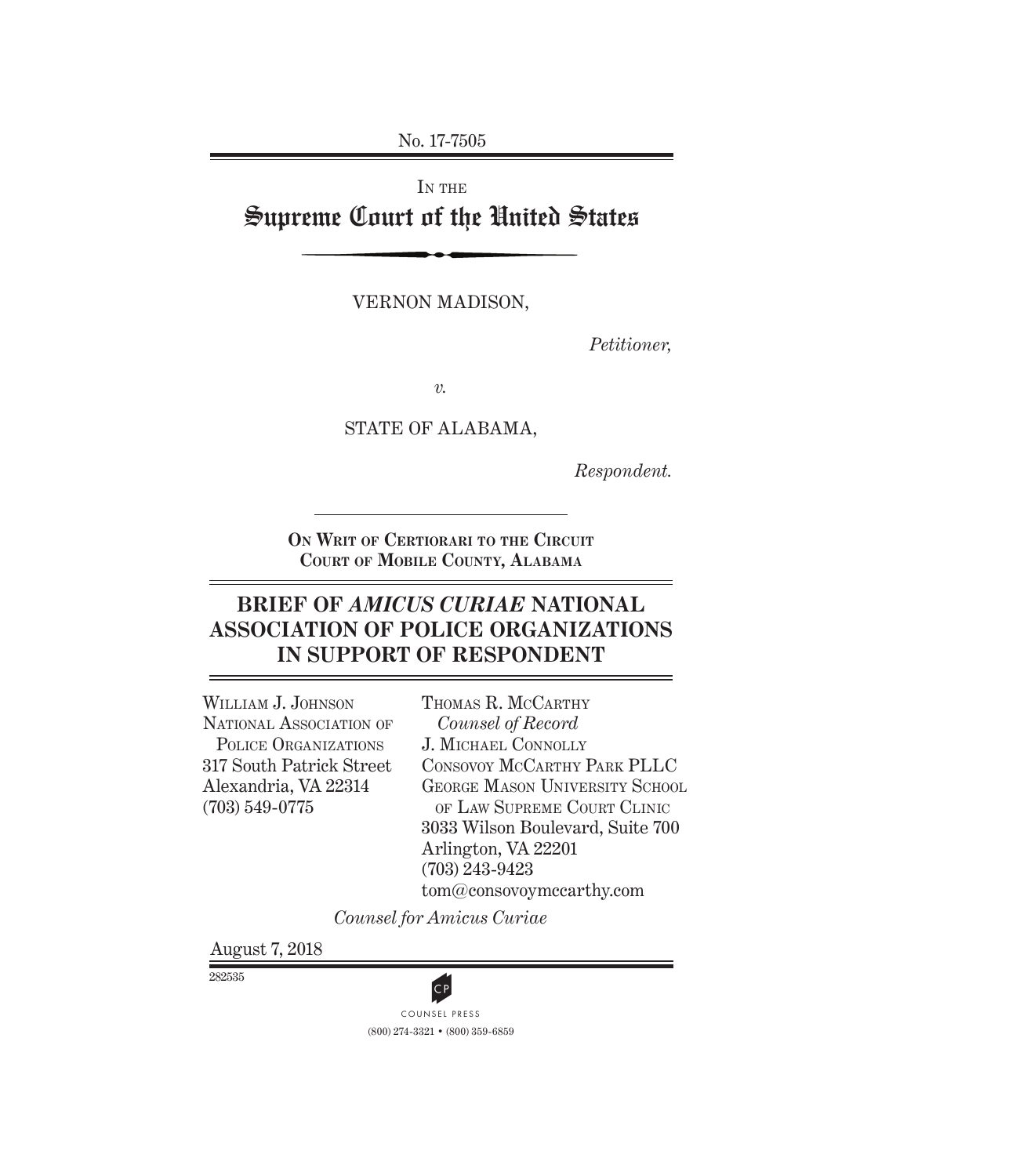No. 17-7505

IN THE

# Supreme Court of the United States

VERNON MADISON,

*Petitioner,*

*v.*

STATE OF ALABAMA,

*Respondent.*

ON WRIT OF CERTIORARI TO THE CIRCUIT COURT OF MOBILE COUNTY, ALABAMA

## BRIEF OF *AMICUS CURIAE* NATIONAL ASSOCIATION OF POLICE ORGANIZATIONS IN SUPPORT OF RESPONDENT

WILLIAM J. JOHNSON
NATIONAL ASSOCIATION OF POLICE ORGANIZATIONS
317 South Patrick Street
Alexandria, VA 22314
(703) 549-0775

THOMAS R. MCCARTHY
*Counsel of Record*
J. MICHAEL CONNOLLY
CONSOVOY MCCARTHY PARK PLLC
GEORGE MASON UNIVERSITY SCHOOL OF LAW SUPREME COURT CLINIC
3033 Wilson Boulevard, Suite 700
Arlington, VA 22201
(703) 243-9423
tom@consovoymccarthy.com

*Counsel for Amicus Curiae*

August 7, 2018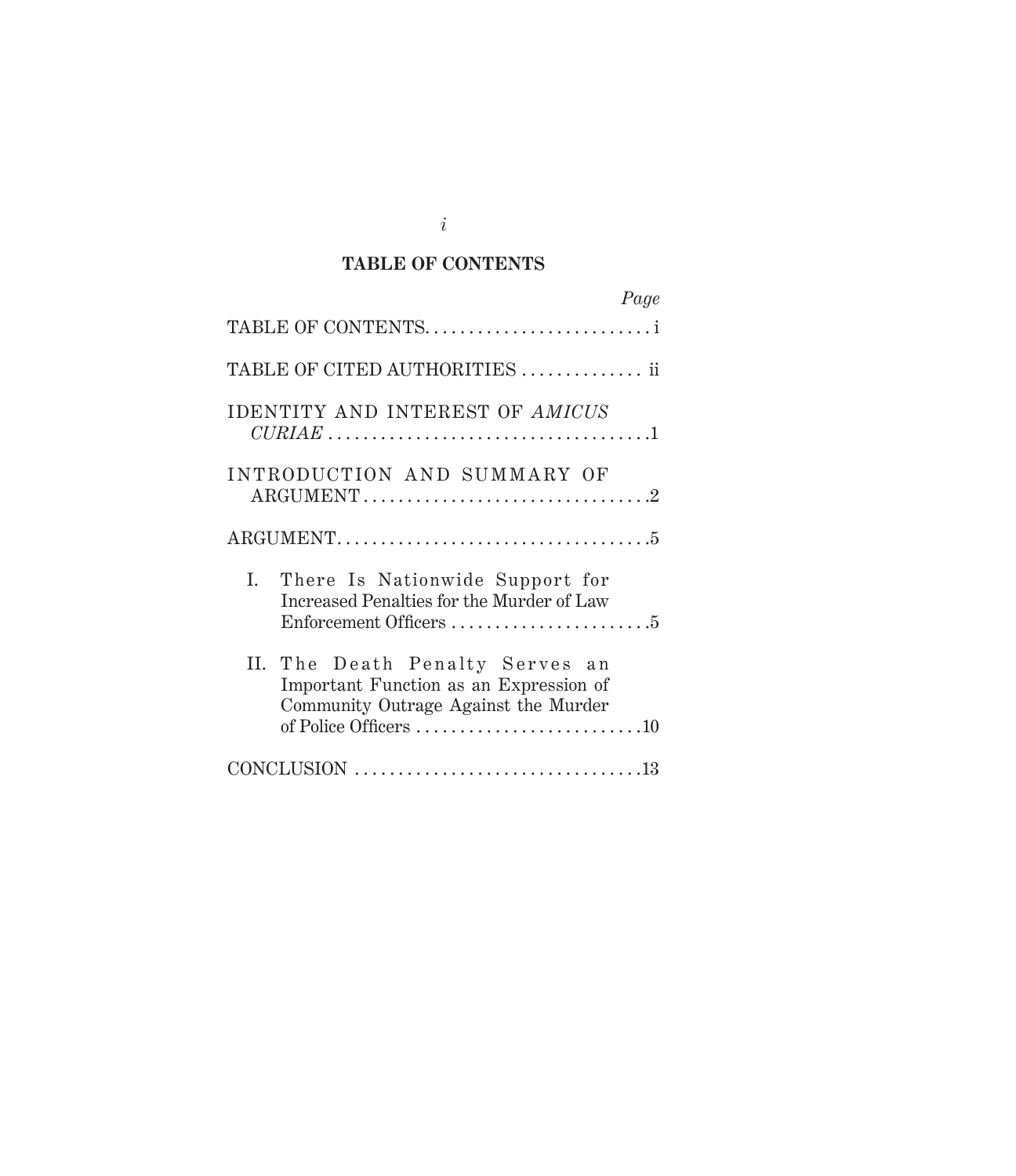## TABLE OF CONTENTS

| | Page |
|---|---|
| TABLE OF CONTENTS | i |
| TABLE OF CITED AUTHORITIES | ii |
| IDENTITY AND INTEREST OF *AMICUS CURIAE* | 1 |
| INTRODUCTION AND SUMMARY OF ARGUMENT | 2 |
| ARGUMENT | 5 |
| I. There Is Nationwide Support for Increased Penalties for the Murder of Law Enforcement Officers | 5 |
| II. The Death Penalty Serves an Important Function as an Expression of Community Outrage Against the Murder of Police Officers | 10 |
| CONCLUSION | 13 |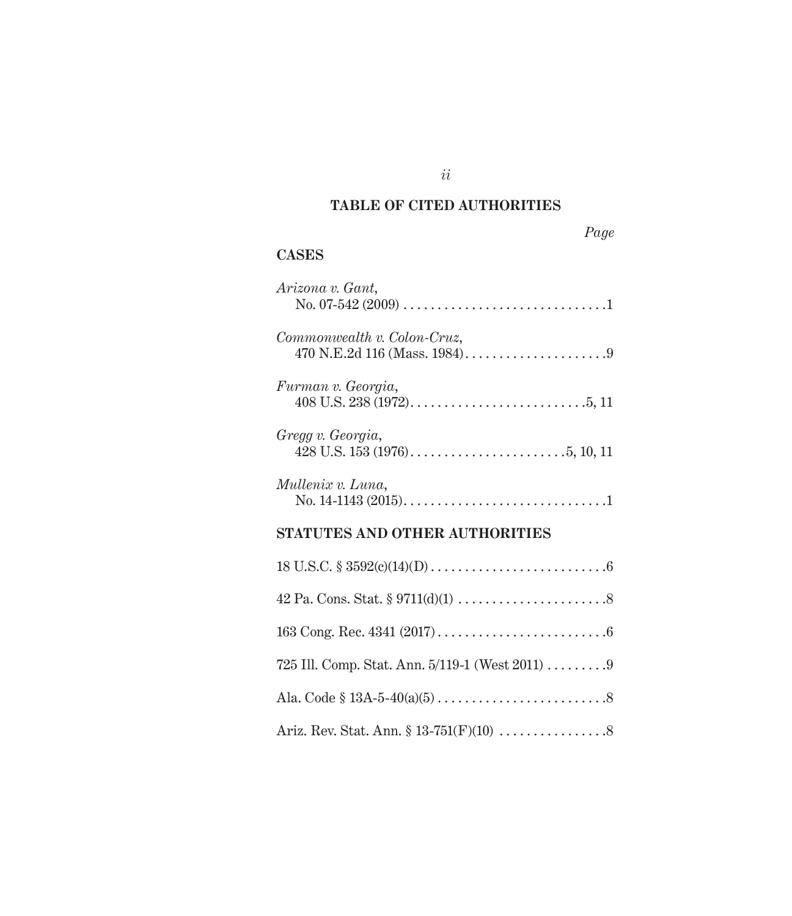## TABLE OF CITED AUTHORITIES

*Page*

### CASES

*Arizona v. Gant*,
No. 07-542 (2009) . . . . . . . . . . . . . . . . . . . . . . . . . . . . . . .1

*Commonwealth v. Colon-Cruz*,
470 N.E.2d 116 (Mass. 1984) . . . . . . . . . . . . . . . . . . . . . .9

*Furman v. Georgia*,
408 U.S. 238 (1972) . . . . . . . . . . . . . . . . . . . . . . . . . . 5, 11

*Gregg v. Georgia*,
428 U.S. 153 (1976) . . . . . . . . . . . . . . . . . . . . . . . 5, 10, 11

*Mullenix v. Luna*,
No. 14-1143 (2015) . . . . . . . . . . . . . . . . . . . . . . . . . . . . . . .1

### STATUTES AND OTHER AUTHORITIES

18 U.S.C. § 3592(c)(14)(D) . . . . . . . . . . . . . . . . . . . . . . . . . .6

42 Pa. Cons. Stat. § 9711(d)(1) . . . . . . . . . . . . . . . . . . . . . .8

163 Cong. Rec. 4341 (2017) . . . . . . . . . . . . . . . . . . . . . . . . .6

725 Ill. Comp. Stat. Ann. 5/119-1 (West 2011) . . . . . . . . .9

Ala. Code § 13A-5-40(a)(5) . . . . . . . . . . . . . . . . . . . . . . . . . .8

Ariz. Rev. Stat. Ann. § 13-751(F)(10) . . . . . . . . . . . . . . . .8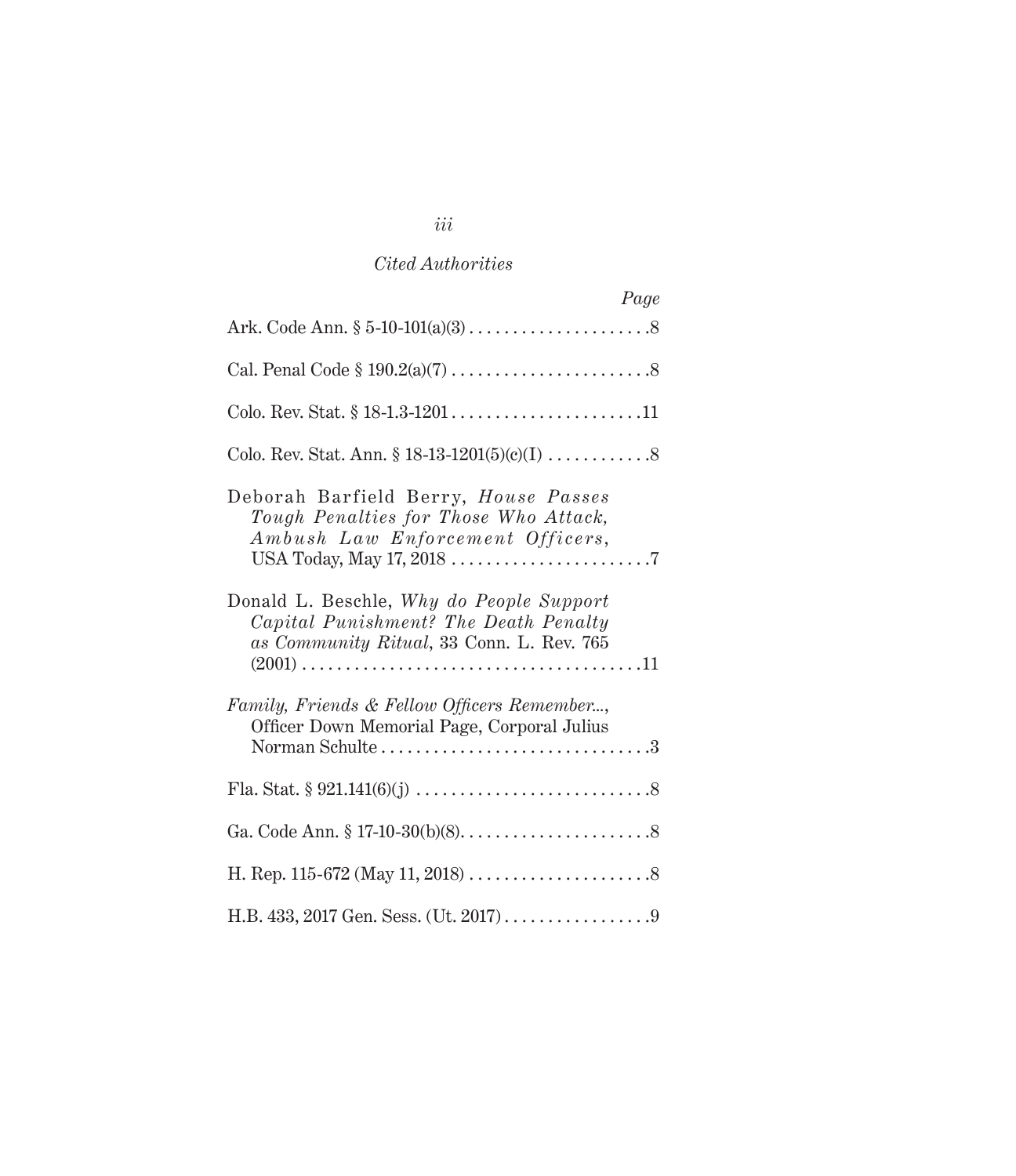*Cited Authorities*

*Page*

Ark. Code Ann. § 5-10-101(a)(3) . . . . . . . . . . . . . . . . . . . . .8

Cal. Penal Code § 190.2(a)(7) . . . . . . . . . . . . . . . . . . . . . . .8

Colo. Rev. Stat. § 18-1.3-1201 . . . . . . . . . . . . . . . . . . . . . .11

Colo. Rev. Stat. Ann. § 18-13-1201(5)(c)(I) . . . . . . . . . . . .8

Deborah Barfield Berry, *House Passes Tough Penalties for Those Who Attack, Ambush Law Enforcement Officers*, USA Today, May 17, 2018 . . . . . . . . . . . . . . . . . . . . . . .7

Donald L. Beschle, *Why do People Support Capital Punishment? The Death Penalty as Community Ritual*, 33 Conn. L. Rev. 765 (2001) . . . . . . . . . . . . . . . . . . . . . . . . . . . . . . . . . . . . . . .11

*Family, Friends & Fellow Officers Remember...*, Officer Down Memorial Page, Corporal Julius Norman Schulte . . . . . . . . . . . . . . . . . . . . . . . . . . . . . . .3

Fla. Stat. § 921.141(6)(j) . . . . . . . . . . . . . . . . . . . . . . . . . . .8

Ga. Code Ann. § 17-10-30(b)(8). . . . . . . . . . . . . . . . . . . . . .8

H. Rep. 115-672 (May 11, 2018) . . . . . . . . . . . . . . . . . . . . .8

H.B. 433, 2017 Gen. Sess. (Ut. 2017) . . . . . . . . . . . . . . . . .9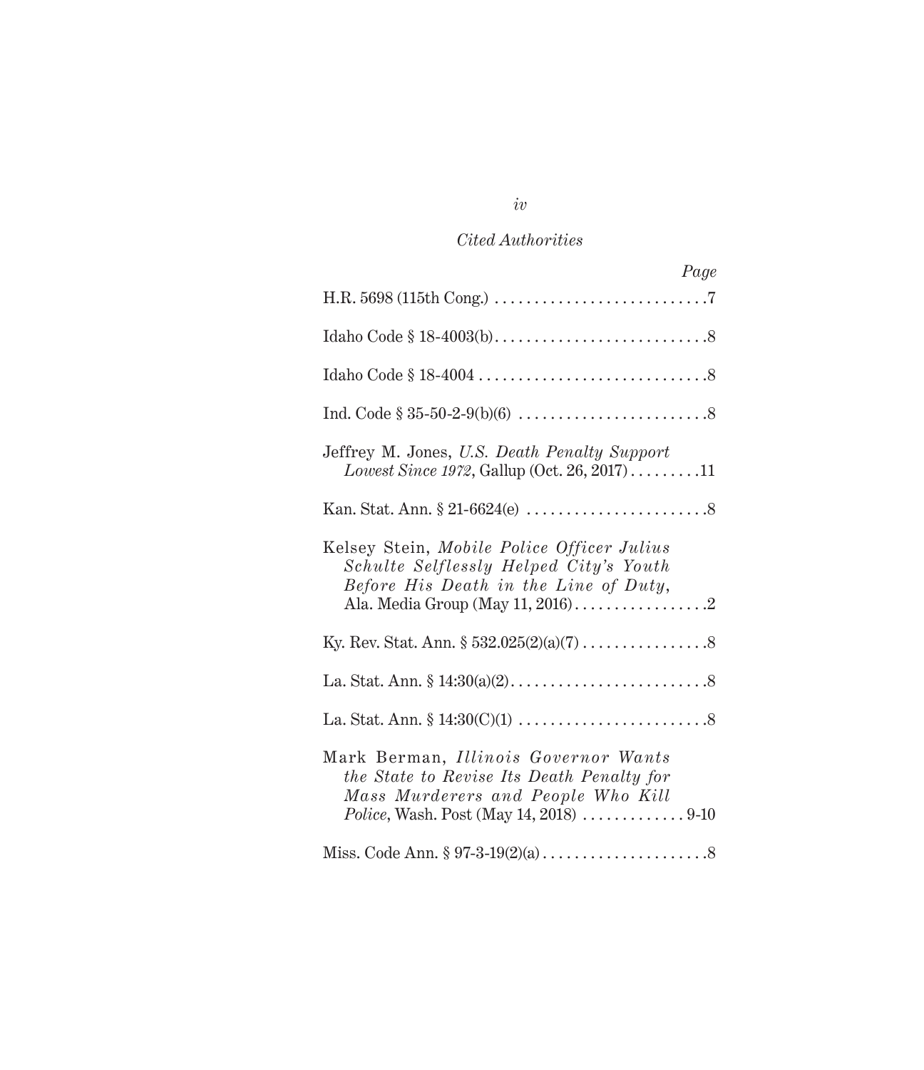*Cited Authorities*

*Page*

H.R. 5698 (115th Cong.) . . . . . . . . . . . . . . . . . . . . . . . . . . .7

Idaho Code § 18-4003(b) . . . . . . . . . . . . . . . . . . . . . . . . . . .8

Idaho Code § 18-4004 . . . . . . . . . . . . . . . . . . . . . . . . . . . . .8

Ind. Code § 35-50-2-9(b)(6) . . . . . . . . . . . . . . . . . . . . . . . .8

Jeffrey M. Jones, *U.S. Death Penalty Support Lowest Since 1972*, Gallup (Oct. 26, 2017) . . . . . . . . .11

Kan. Stat. Ann. § 21-6624(e) . . . . . . . . . . . . . . . . . . . . . . .8

Kelsey Stein, *Mobile Police Officer Julius Schulte Selflessly Helped City's Youth Before His Death in the Line of Duty*, Ala. Media Group (May 11, 2016) . . . . . . . . . . . . . . . . .2

Ky. Rev. Stat. Ann. § 532.025(2)(a)(7) . . . . . . . . . . . . . . . .8

La. Stat. Ann. § 14:30(a)(2) . . . . . . . . . . . . . . . . . . . . . . . . .8

La. Stat. Ann. § 14:30(C)(1) . . . . . . . . . . . . . . . . . . . . . . . .8

Mark Berman, *Illinois Governor Wants the State to Revise Its Death Penalty for Mass Murderers and People Who Kill Police*, Wash. Post (May 14, 2018) . . . . . . . . . . . . . 9-10

Miss. Code Ann. § 97-3-19(2)(a) . . . . . . . . . . . . . . . . . . . . .8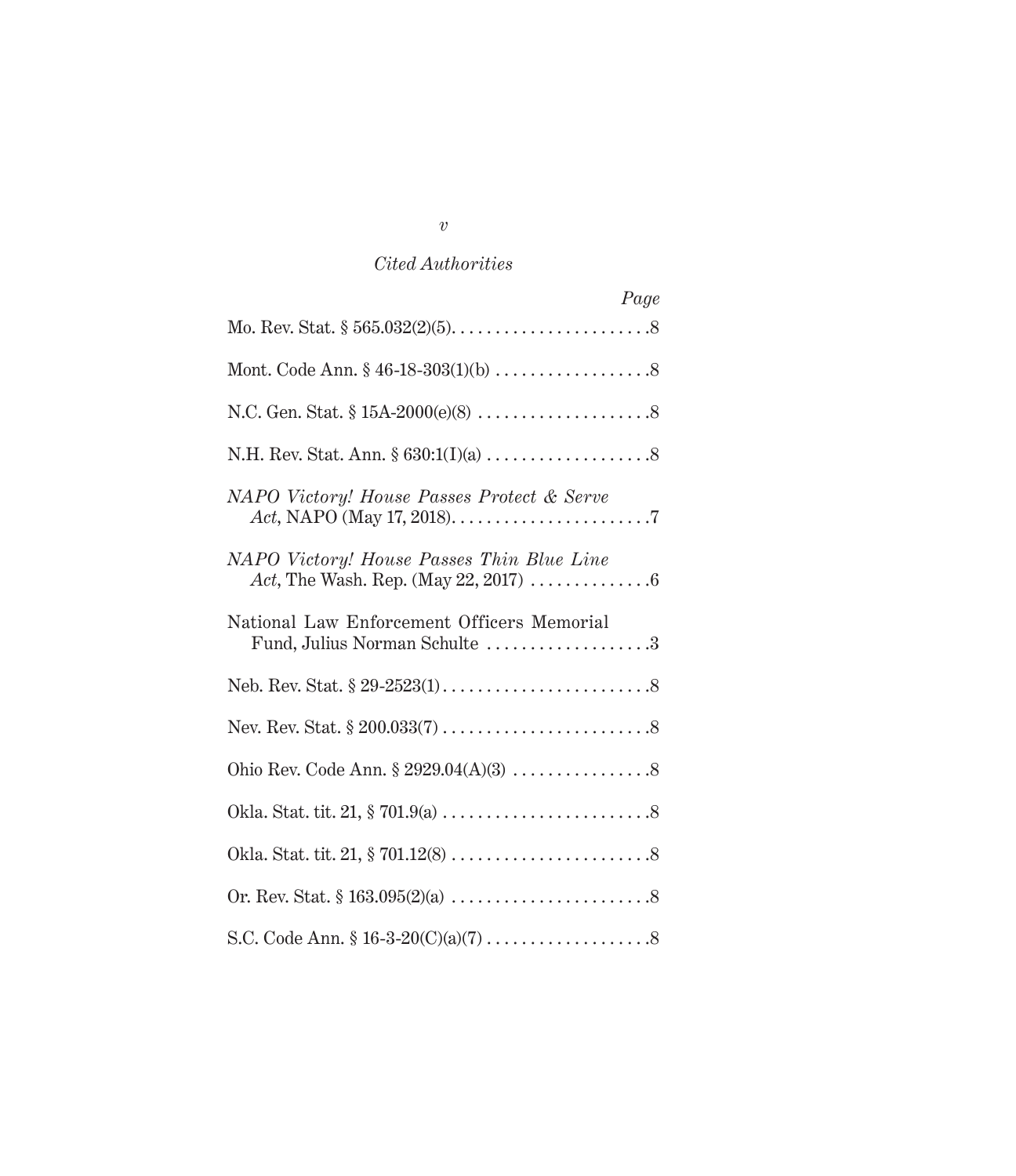*Cited Authorities*

| | Page |
|---|---|
| Mo. Rev. Stat. § 565.032(2)(5) | 8 |
| Mont. Code Ann. § 46-18-303(1)(b) | 8 |
| N.C. Gen. Stat. § 15A-2000(e)(8) | 8 |
| N.H. Rev. Stat. Ann. § 630:1(I)(a) | 8 |
| *NAPO Victory! House Passes Protect & Serve Act*, NAPO (May 17, 2018) | 7 |
| *NAPO Victory! House Passes Thin Blue Line Act*, The Wash. Rep. (May 22, 2017) | 6 |
| National Law Enforcement Officers Memorial Fund, Julius Norman Schulte | 3 |
| Neb. Rev. Stat. § 29-2523(1) | 8 |
| Nev. Rev. Stat. § 200.033(7) | 8 |
| Ohio Rev. Code Ann. § 2929.04(A)(3) | 8 |
| Okla. Stat. tit. 21, § 701.9(a) | 8 |
| Okla. Stat. tit. 21, § 701.12(8) | 8 |
| Or. Rev. Stat. § 163.095(2)(a) | 8 |
| S.C. Code Ann. § 16-3-20(C)(a)(7) | 8 |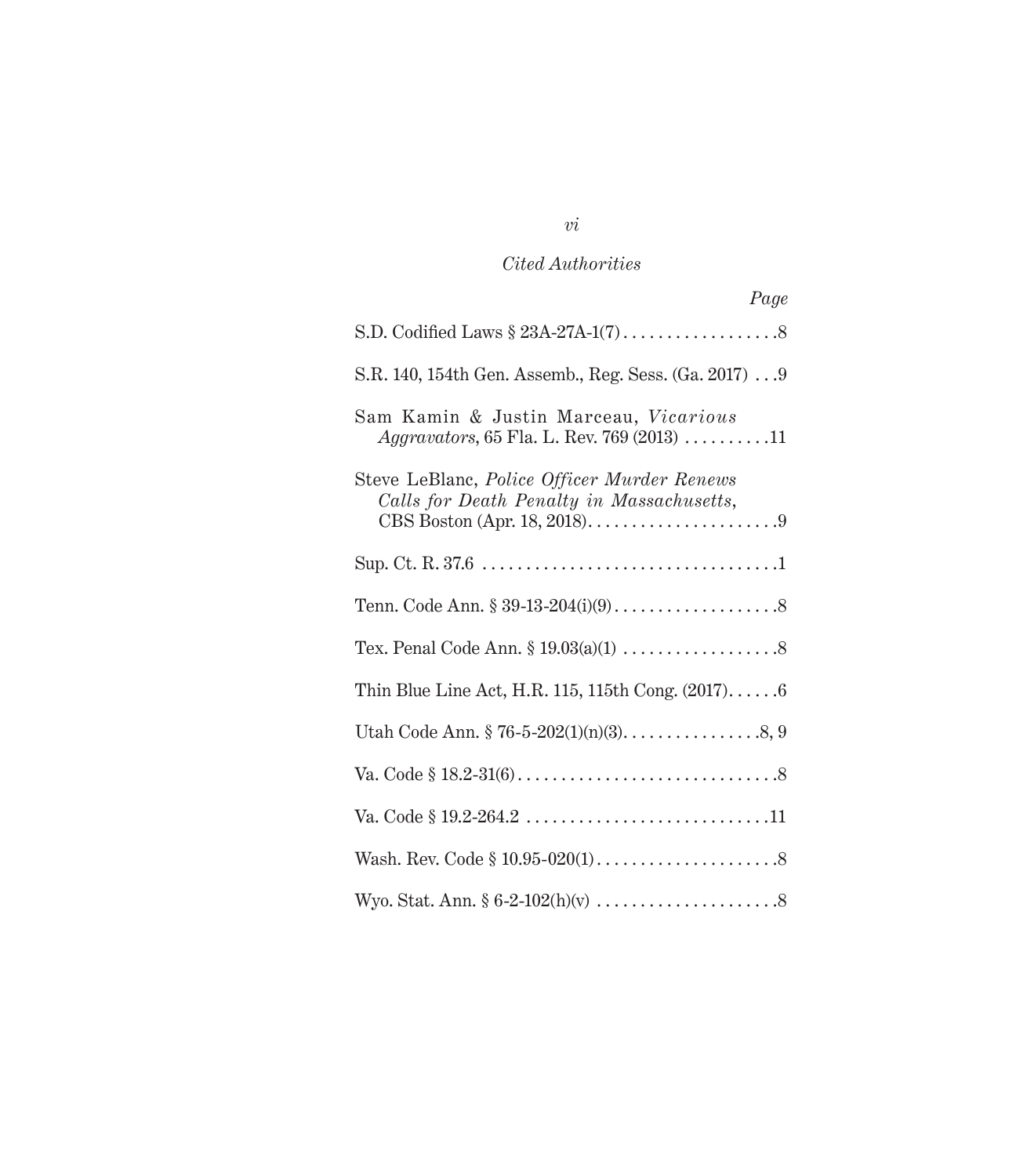*Cited Authorities*

*Page*

S.D. Codified Laws § 23A-27A-1(7) . . . . . . . . . . . . . . . . . . 8

S.R. 140, 154th Gen. Assemb., Reg. Sess. (Ga. 2017) . . . 9

Sam Kamin & Justin Marceau, *Vicarious Aggravators*, 65 Fla. L. Rev. 769 (2013) . . . . . . . . . . 11

Steve LeBlanc, *Police Officer Murder Renews Calls for Death Penalty in Massachusetts*, CBS Boston (Apr. 18, 2018). . . . . . . . . . . . . . . . . . . . . . 9

Sup. Ct. R. 37.6 . . . . . . . . . . . . . . . . . . . . . . . . . . . . . . . . . . 1

Tenn. Code Ann. § 39-13-204(i)(9) . . . . . . . . . . . . . . . . . . . 8

Tex. Penal Code Ann. § 19.03(a)(1) . . . . . . . . . . . . . . . . . . 8

Thin Blue Line Act, H.R. 115, 115th Cong. (2017). . . . . . 6

Utah Code Ann. § 76-5-202(1)(n)(3). . . . . . . . . . . . . . . . 8, 9

Va. Code § 18.2-31(6) . . . . . . . . . . . . . . . . . . . . . . . . . . . . . . 8

Va. Code § 19.2-264.2 . . . . . . . . . . . . . . . . . . . . . . . . . . . . 11

Wash. Rev. Code § 10.95-020(1) . . . . . . . . . . . . . . . . . . . . . 8

Wyo. Stat. Ann. § 6-2-102(h)(v) . . . . . . . . . . . . . . . . . . . . . 8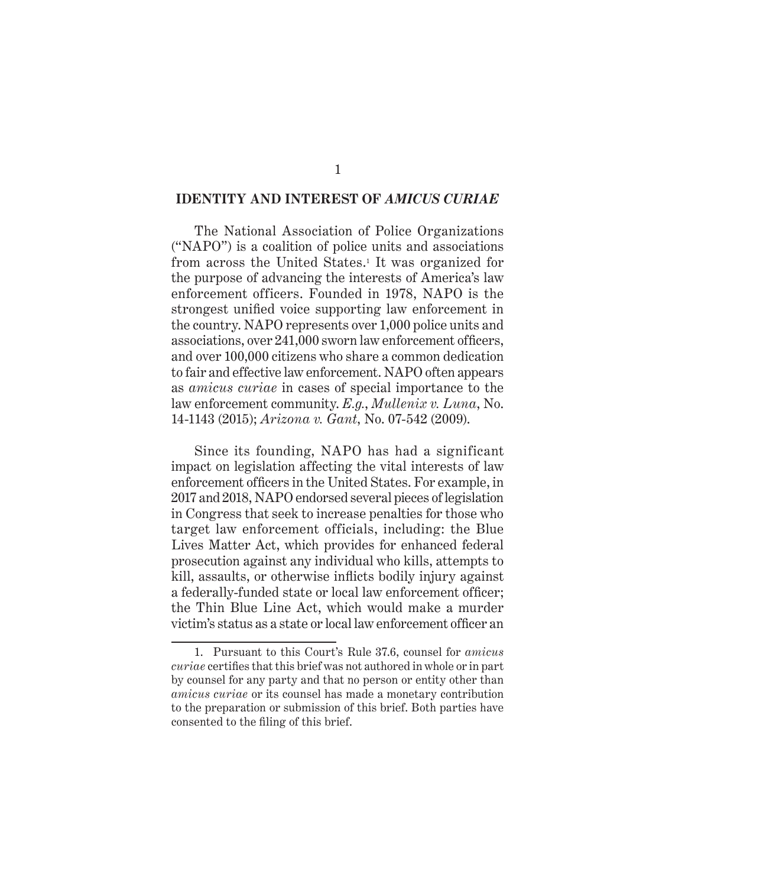## IDENTITY AND INTEREST OF *AMICUS CURIAE*

The National Association of Police Organizations ("NAPO") is a coalition of police units and associations from across the United States.[1] It was organized for the purpose of advancing the interests of America's law enforcement officers. Founded in 1978, NAPO is the strongest unified voice supporting law enforcement in the country. NAPO represents over 1,000 police units and associations, over 241,000 sworn law enforcement officers, and over 100,000 citizens who share a common dedication to fair and effective law enforcement. NAPO often appears as *amicus curiae* in cases of special importance to the law enforcement community. *E.g.*, *Mullenix v. Luna*, No. 14-1143 (2015); *Arizona v. Gant*, No. 07-542 (2009).

Since its founding, NAPO has had a significant impact on legislation affecting the vital interests of law enforcement officers in the United States. For example, in 2017 and 2018, NAPO endorsed several pieces of legislation in Congress that seek to increase penalties for those who target law enforcement officials, including: the Blue Lives Matter Act, which provides for enhanced federal prosecution against any individual who kills, attempts to kill, assaults, or otherwise inflicts bodily injury against a federally-funded state or local law enforcement officer; the Thin Blue Line Act, which would make a murder victim's status as a state or local law enforcement officer an

1. Pursuant to this Court's Rule 37.6, counsel for *amicus curiae* certifies that this brief was not authored in whole or in part by counsel for any party and that no person or entity other than *amicus curiae* or its counsel has made a monetary contribution to the preparation or submission of this brief. Both parties have consented to the filing of this brief.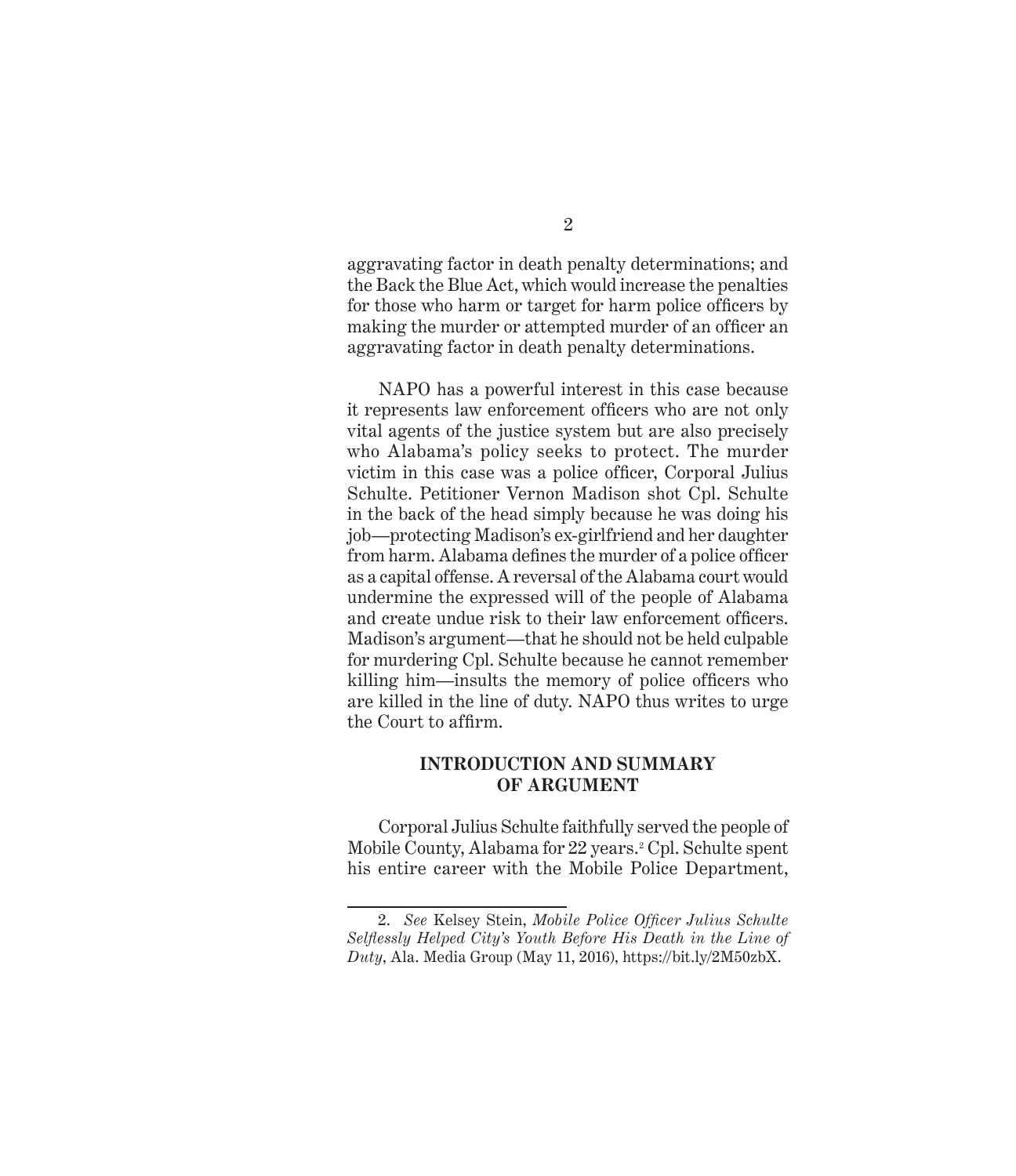aggravating factor in death penalty determinations; and the Back the Blue Act, which would increase the penalties for those who harm or target for harm police officers by making the murder or attempted murder of an officer an aggravating factor in death penalty determinations.

NAPO has a powerful interest in this case because it represents law enforcement officers who are not only vital agents of the justice system but are also precisely who Alabama's policy seeks to protect. The murder victim in this case was a police officer, Corporal Julius Schulte. Petitioner Vernon Madison shot Cpl. Schulte in the back of the head simply because he was doing his job—protecting Madison's ex-girlfriend and her daughter from harm. Alabama defines the murder of a police officer as a capital offense. A reversal of the Alabama court would undermine the expressed will of the people of Alabama and create undue risk to their law enforcement officers. Madison's argument—that he should not be held culpable for murdering Cpl. Schulte because he cannot remember killing him—insults the memory of police officers who are killed in the line of duty. NAPO thus writes to urge the Court to affirm.

## INTRODUCTION AND SUMMARY OF ARGUMENT

Corporal Julius Schulte faithfully served the people of Mobile County, Alabama for 22 years.[2] Cpl. Schulte spent his entire career with the Mobile Police Department,

---

2. *See* Kelsey Stein, *Mobile Police Officer Julius Schulte Selflessly Helped City's Youth Before His Death in the Line of Duty*, Ala. Media Group (May 11, 2016), https://bit.ly/2M50zbX.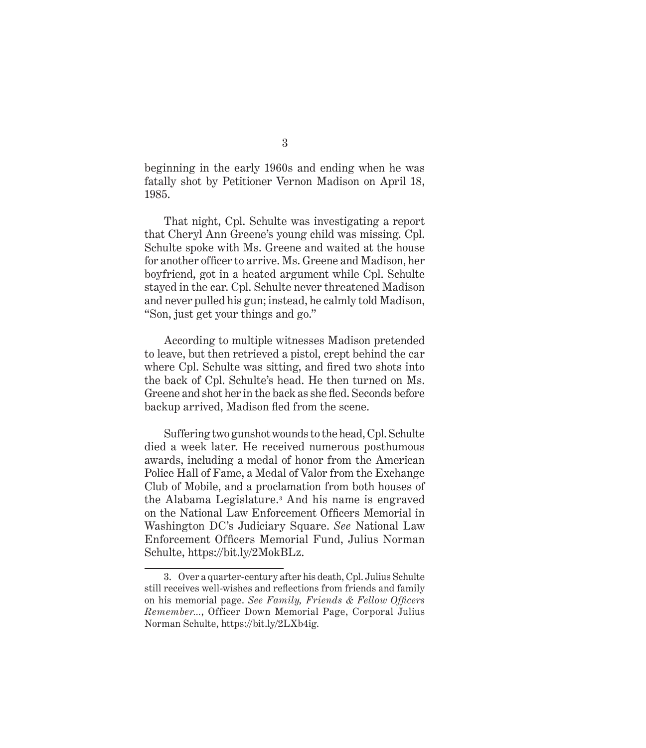beginning in the early 1960s and ending when he was fatally shot by Petitioner Vernon Madison on April 18, 1985.

That night, Cpl. Schulte was investigating a report that Cheryl Ann Greene's young child was missing. Cpl. Schulte spoke with Ms. Greene and waited at the house for another officer to arrive. Ms. Greene and Madison, her boyfriend, got in a heated argument while Cpl. Schulte stayed in the car. Cpl. Schulte never threatened Madison and never pulled his gun; instead, he calmly told Madison, "Son, just get your things and go."

According to multiple witnesses Madison pretended to leave, but then retrieved a pistol, crept behind the car where Cpl. Schulte was sitting, and fired two shots into the back of Cpl. Schulte's head. He then turned on Ms. Greene and shot her in the back as she fled. Seconds before backup arrived, Madison fled from the scene.

Suffering two gunshot wounds to the head, Cpl. Schulte died a week later. He received numerous posthumous awards, including a medal of honor from the American Police Hall of Fame, a Medal of Valor from the Exchange Club of Mobile, and a proclamation from both houses of the Alabama Legislature.[3] And his name is engraved on the National Law Enforcement Officers Memorial in Washington DC's Judiciary Square. *See* National Law Enforcement Officers Memorial Fund, Julius Norman Schulte, https://bit.ly/2MokBLz.

---

3. Over a quarter-century after his death, Cpl. Julius Schulte still receives well-wishes and reflections from friends and family on his memorial page. *See Family, Friends & Fellow Officers Remember...*, Officer Down Memorial Page, Corporal Julius Norman Schulte, https://bit.ly/2LXb4ig.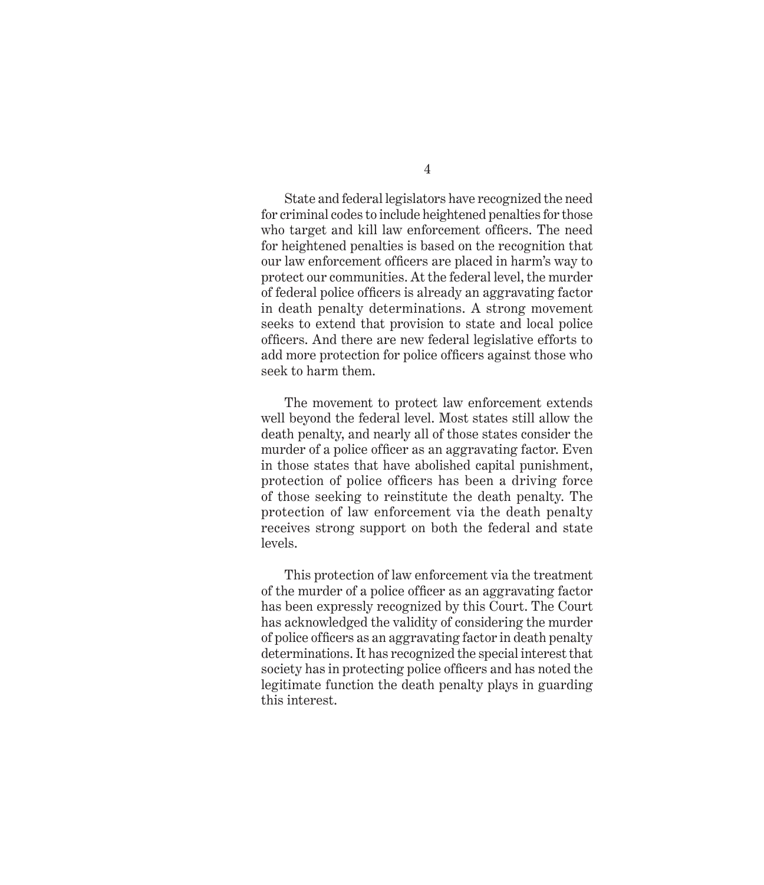State and federal legislators have recognized the need for criminal codes to include heightened penalties for those who target and kill law enforcement officers. The need for heightened penalties is based on the recognition that our law enforcement officers are placed in harm's way to protect our communities. At the federal level, the murder of federal police officers is already an aggravating factor in death penalty determinations. A strong movement seeks to extend that provision to state and local police officers. And there are new federal legislative efforts to add more protection for police officers against those who seek to harm them.

The movement to protect law enforcement extends well beyond the federal level. Most states still allow the death penalty, and nearly all of those states consider the murder of a police officer as an aggravating factor. Even in those states that have abolished capital punishment, protection of police officers has been a driving force of those seeking to reinstitute the death penalty. The protection of law enforcement via the death penalty receives strong support on both the federal and state levels.

This protection of law enforcement via the treatment of the murder of a police officer as an aggravating factor has been expressly recognized by this Court. The Court has acknowledged the validity of considering the murder of police officers as an aggravating factor in death penalty determinations. It has recognized the special interest that society has in protecting police officers and has noted the legitimate function the death penalty plays in guarding this interest.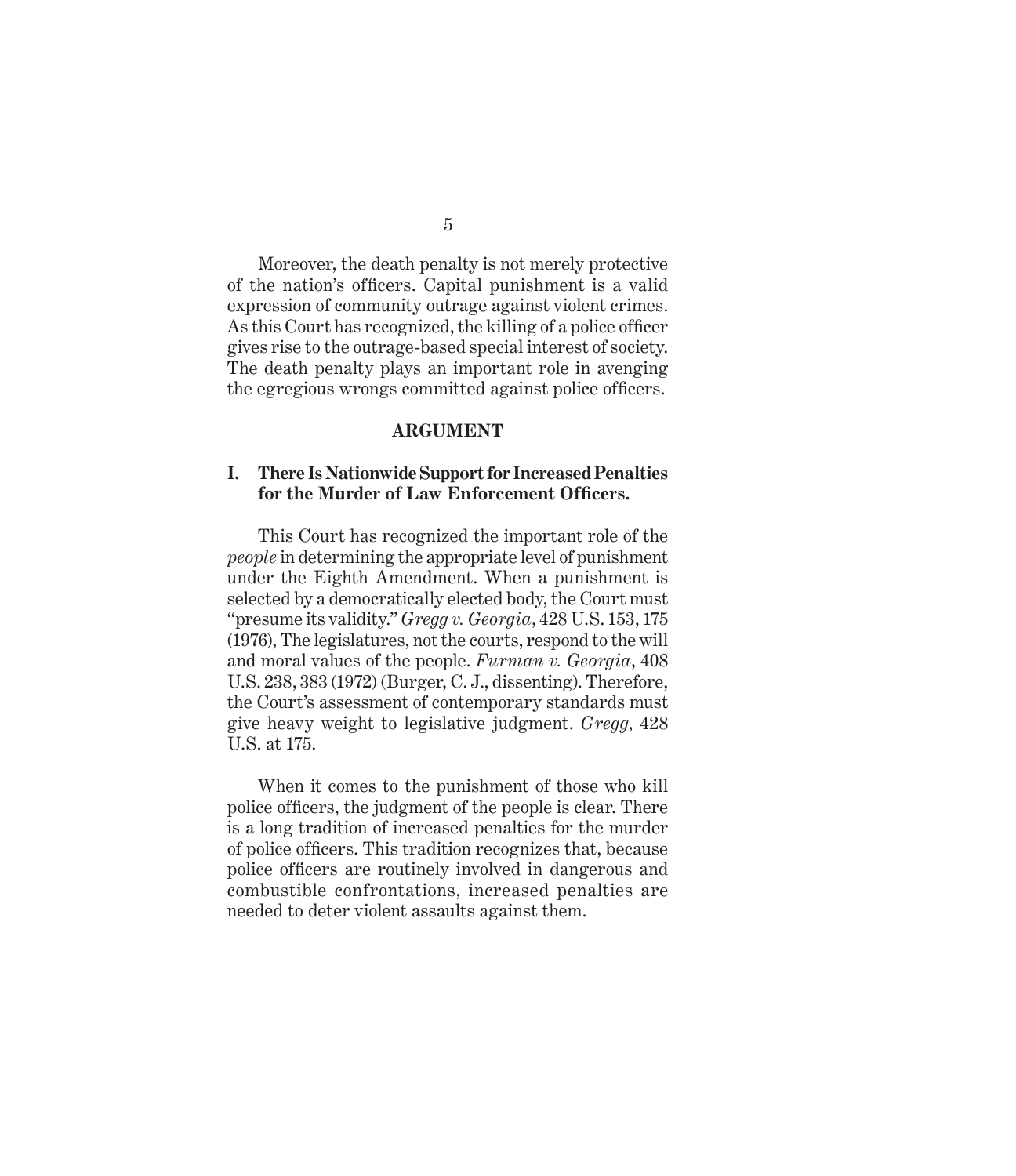Moreover, the death penalty is not merely protective of the nation's officers. Capital punishment is a valid expression of community outrage against violent crimes. As this Court has recognized, the killing of a police officer gives rise to the outrage-based special interest of society. The death penalty plays an important role in avenging the egregious wrongs committed against police officers.

## ARGUMENT

### I. There Is Nationwide Support for Increased Penalties for the Murder of Law Enforcement Officers.

This Court has recognized the important role of the *people* in determining the appropriate level of punishment under the Eighth Amendment. When a punishment is selected by a democratically elected body, the Court must "presume its validity." *Gregg v. Georgia*, 428 U.S. 153, 175 (1976), The legislatures, not the courts, respond to the will and moral values of the people. *Furman v. Georgia*, 408 U.S. 238, 383 (1972) (Burger, C. J., dissenting). Therefore, the Court's assessment of contemporary standards must give heavy weight to legislative judgment. *Gregg*, 428 U.S. at 175.

When it comes to the punishment of those who kill police officers, the judgment of the people is clear. There is a long tradition of increased penalties for the murder of police officers. This tradition recognizes that, because police officers are routinely involved in dangerous and combustible confrontations, increased penalties are needed to deter violent assaults against them.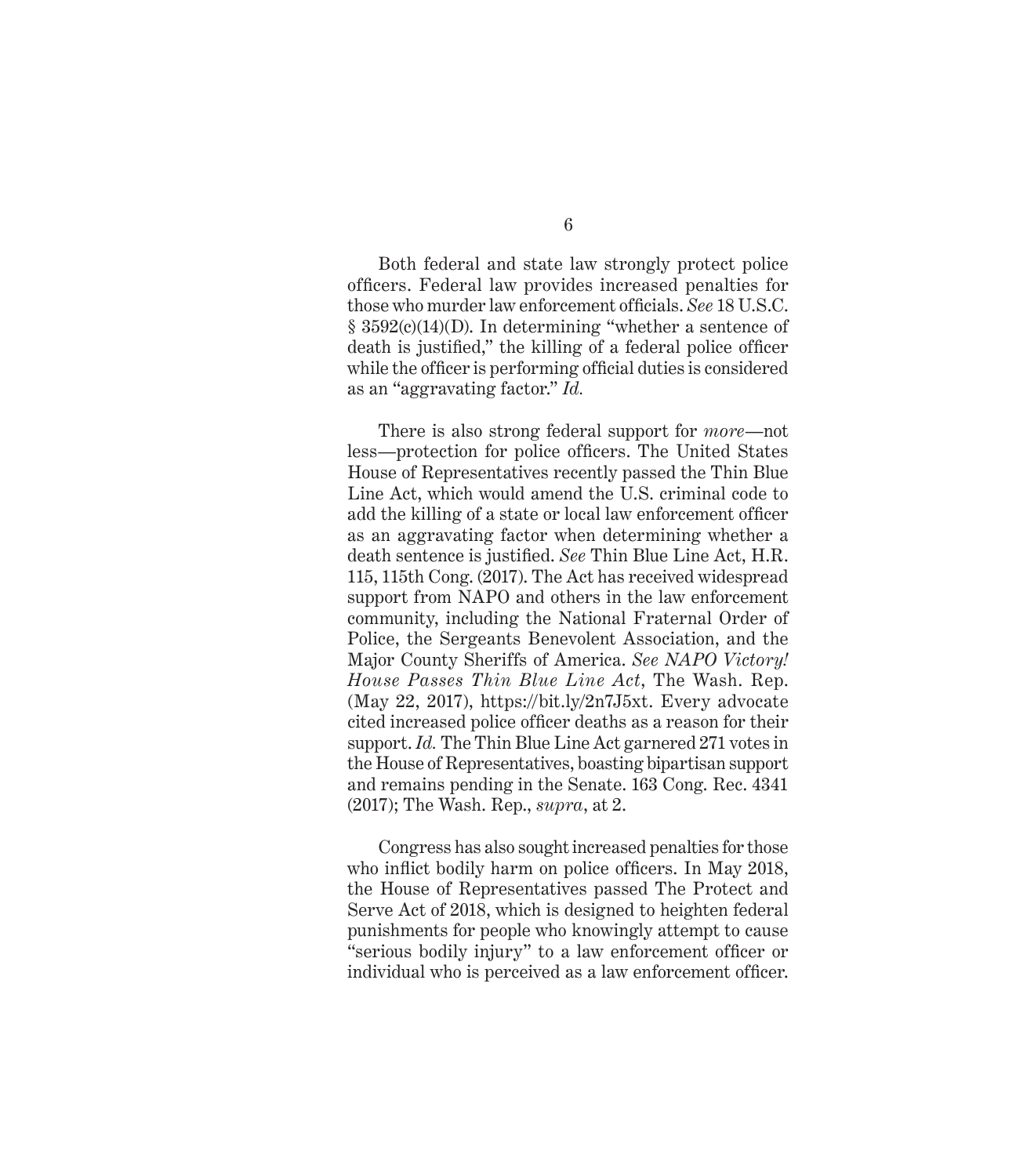Both federal and state law strongly protect police officers. Federal law provides increased penalties for those who murder law enforcement officials. *See* 18 U.S.C. § 3592(c)(14)(D). In determining "whether a sentence of death is justified," the killing of a federal police officer while the officer is performing official duties is considered as an "aggravating factor." *Id.*

There is also strong federal support for *more*—not less—protection for police officers. The United States House of Representatives recently passed the Thin Blue Line Act, which would amend the U.S. criminal code to add the killing of a state or local law enforcement officer as an aggravating factor when determining whether a death sentence is justified. *See* Thin Blue Line Act, H.R. 115, 115th Cong. (2017). The Act has received widespread support from NAPO and others in the law enforcement community, including the National Fraternal Order of Police, the Sergeants Benevolent Association, and the Major County Sheriffs of America. *See NAPO Victory! House Passes Thin Blue Line Act*, The Wash. Rep. (May 22, 2017), https://bit.ly/2n7J5xt. Every advocate cited increased police officer deaths as a reason for their support. *Id.* The Thin Blue Line Act garnered 271 votes in the House of Representatives, boasting bipartisan support and remains pending in the Senate. 163 Cong. Rec. 4341 (2017); The Wash. Rep., *supra*, at 2.

Congress has also sought increased penalties for those who inflict bodily harm on police officers. In May 2018, the House of Representatives passed The Protect and Serve Act of 2018, which is designed to heighten federal punishments for people who knowingly attempt to cause "serious bodily injury" to a law enforcement officer or individual who is perceived as a law enforcement officer.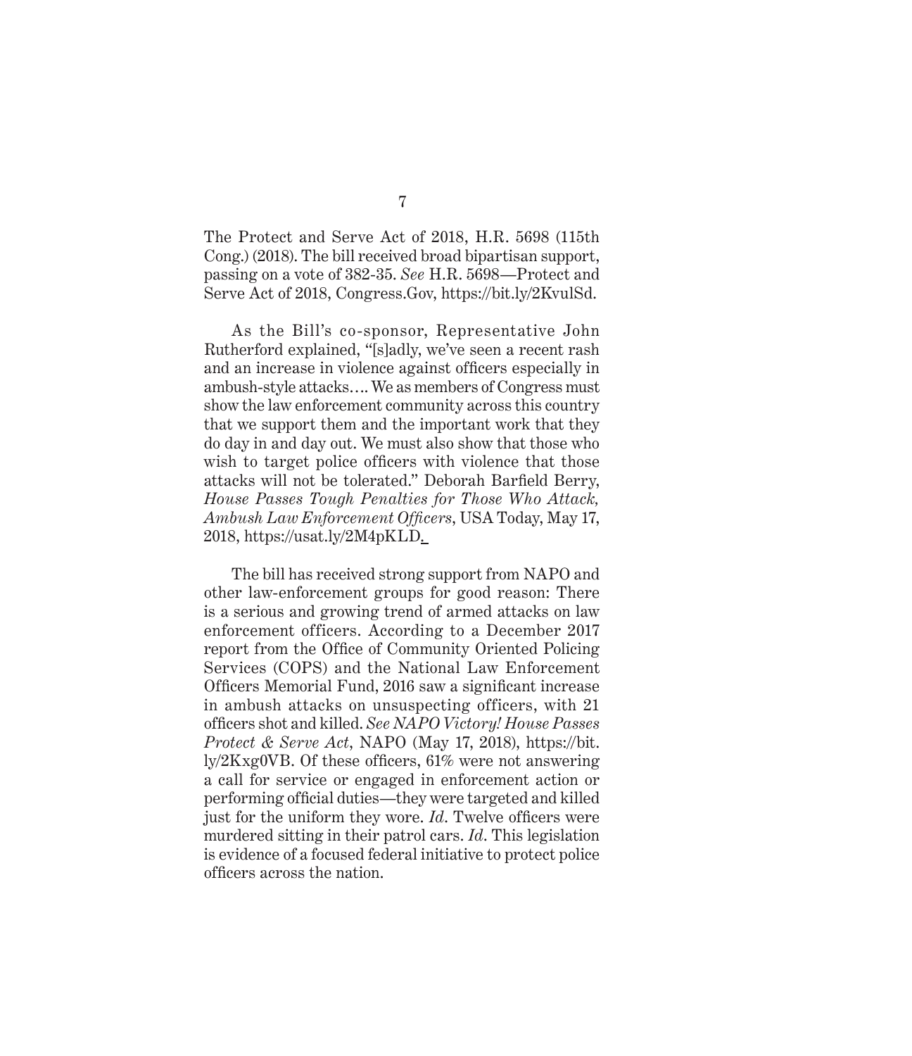The Protect and Serve Act of 2018, H.R. 5698 (115th Cong.) (2018). The bill received broad bipartisan support, passing on a vote of 382-35. *See* H.R. 5698—Protect and Serve Act of 2018, Congress.Gov, https://bit.ly/2KvulSd.

As the Bill's co-sponsor, Representative John Rutherford explained, "[s]adly, we've seen a recent rash and an increase in violence against officers especially in ambush-style attacks…. We as members of Congress must show the law enforcement community across this country that we support them and the important work that they do day in and day out. We must also show that those who wish to target police officers with violence that those attacks will not be tolerated." Deborah Barfield Berry, *House Passes Tough Penalties for Those Who Attack, Ambush Law Enforcement Officers*, USA Today, May 17, 2018, https://usat.ly/2M4pKLD.

The bill has received strong support from NAPO and other law-enforcement groups for good reason: There is a serious and growing trend of armed attacks on law enforcement officers. According to a December 2017 report from the Office of Community Oriented Policing Services (COPS) and the National Law Enforcement Officers Memorial Fund, 2016 saw a significant increase in ambush attacks on unsuspecting officers, with 21 officers shot and killed. *See NAPO Victory! House Passes Protect & Serve Act*, NAPO (May 17, 2018), https://bit.ly/2Kxg0VB. Of these officers, 61% were not answering a call for service or engaged in enforcement action or performing official duties—they were targeted and killed just for the uniform they wore. *Id*. Twelve officers were murdered sitting in their patrol cars. *Id*. This legislation is evidence of a focused federal initiative to protect police officers across the nation.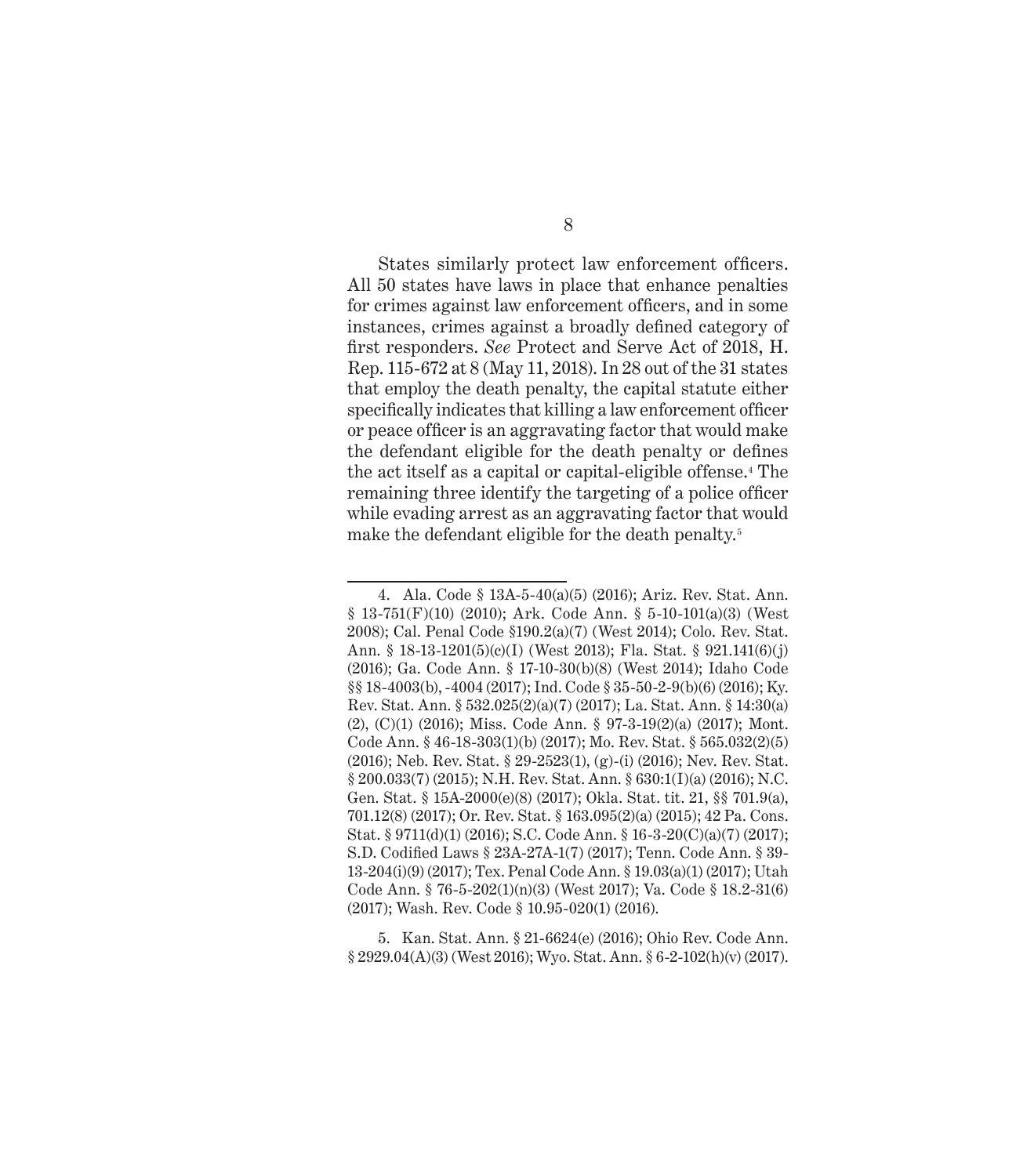States similarly protect law enforcement officers. All 50 states have laws in place that enhance penalties for crimes against law enforcement officers, and in some instances, crimes against a broadly defined category of first responders. *See* Protect and Serve Act of 2018, H. Rep. 115-672 at 8 (May 11, 2018). In 28 out of the 31 states that employ the death penalty, the capital statute either specifically indicates that killing a law enforcement officer or peace officer is an aggravating factor that would make the defendant eligible for the death penalty or defines the act itself as a capital or capital-eligible offense.[4] The remaining three identify the targeting of a police officer while evading arrest as an aggravating factor that would make the defendant eligible for the death penalty.[5]

---

4. Ala. Code § 13A-5-40(a)(5) (2016); Ariz. Rev. Stat. Ann. § 13-751(F)(10) (2010); Ark. Code Ann. § 5-10-101(a)(3) (West 2008); Cal. Penal Code §190.2(a)(7) (West 2014); Colo. Rev. Stat. Ann. § 18-13-1201(5)(c)(I) (West 2013); Fla. Stat. § 921.141(6)(j) (2016); Ga. Code Ann. § 17-10-30(b)(8) (West 2014); Idaho Code §§ 18-4003(b), -4004 (2017); Ind. Code § 35-50-2-9(b)(6) (2016); Ky. Rev. Stat. Ann. § 532.025(2)(a)(7) (2017); La. Stat. Ann. § 14:30(a)(2), (C)(1) (2016); Miss. Code Ann. § 97-3-19(2)(a) (2017); Mont. Code Ann. § 46-18-303(1)(b) (2017); Mo. Rev. Stat. § 565.032(2)(5) (2016); Neb. Rev. Stat. § 29-2523(1), (g)-(i) (2016); Nev. Rev. Stat. § 200.033(7) (2015); N.H. Rev. Stat. Ann. § 630:1(I)(a) (2016); N.C. Gen. Stat. § 15A-2000(e)(8) (2017); Okla. Stat. tit. 21, §§ 701.9(a), 701.12(8) (2017); Or. Rev. Stat. § 163.095(2)(a) (2015); 42 Pa. Cons. Stat. § 9711(d)(1) (2016); S.C. Code Ann. § 16-3-20(C)(a)(7) (2017); S.D. Codified Laws § 23A-27A-1(7) (2017); Tenn. Code Ann. § 39-13-204(i)(9) (2017); Tex. Penal Code Ann. § 19.03(a)(1) (2017); Utah Code Ann. § 76-5-202(1)(n)(3) (West 2017); Va. Code § 18.2-31(6) (2017); Wash. Rev. Code § 10.95-020(1) (2016).

5. Kan. Stat. Ann. § 21-6624(e) (2016); Ohio Rev. Code Ann. § 2929.04(A)(3) (West 2016); Wyo. Stat. Ann. § 6-2-102(h)(v) (2017).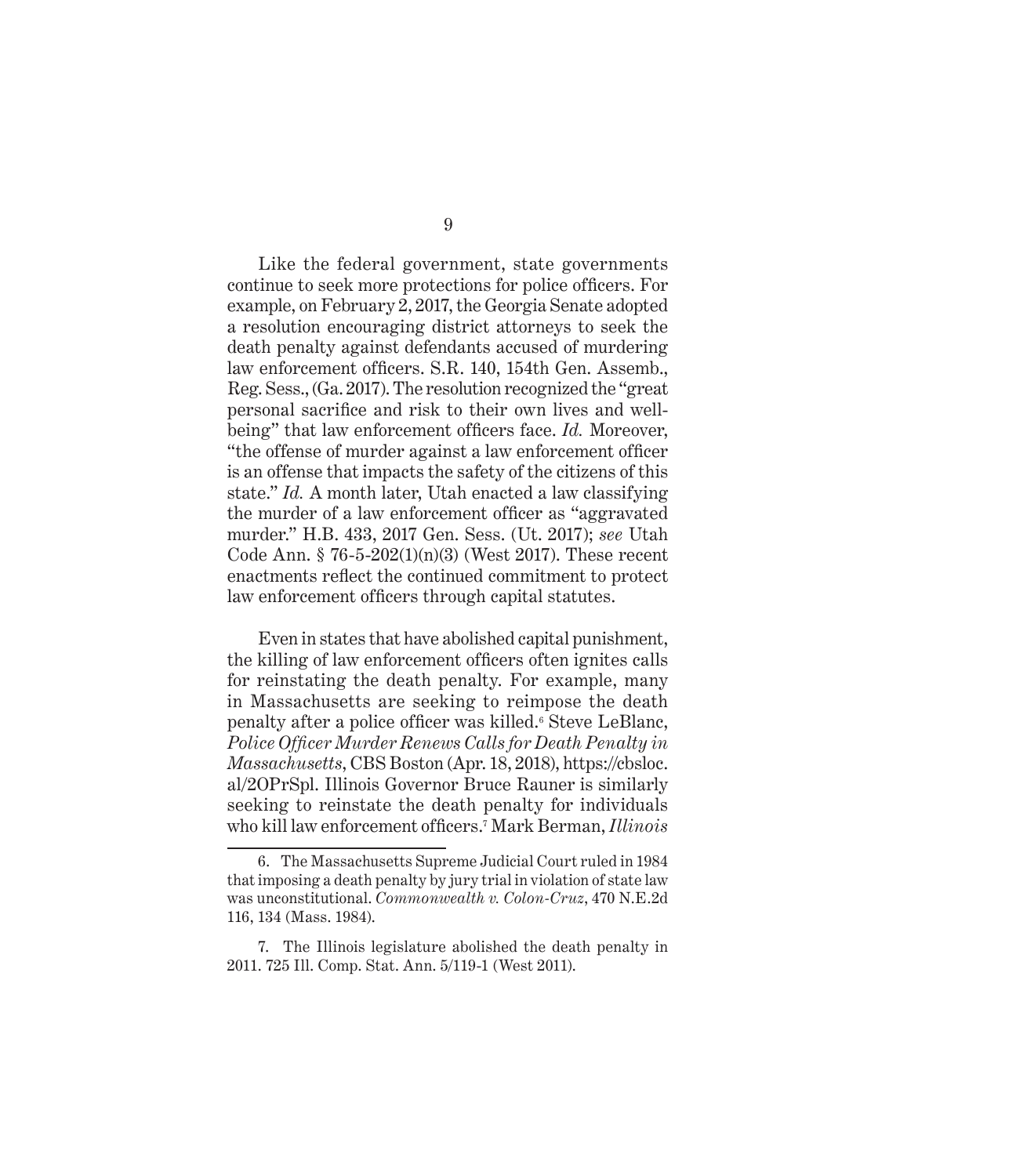Like the federal government, state governments continue to seek more protections for police officers. For example, on February 2, 2017, the Georgia Senate adopted a resolution encouraging district attorneys to seek the death penalty against defendants accused of murdering law enforcement officers. S.R. 140, 154th Gen. Assemb., Reg. Sess., (Ga. 2017). The resolution recognized the "great personal sacrifice and risk to their own lives and well-being" that law enforcement officers face. *Id.* Moreover, "the offense of murder against a law enforcement officer is an offense that impacts the safety of the citizens of this state." *Id.* A month later, Utah enacted a law classifying the murder of a law enforcement officer as "aggravated murder." H.B. 433, 2017 Gen. Sess. (Ut. 2017); *see* Utah Code Ann. § 76-5-202(1)(n)(3) (West 2017). These recent enactments reflect the continued commitment to protect law enforcement officers through capital statutes.

Even in states that have abolished capital punishment, the killing of law enforcement officers often ignites calls for reinstating the death penalty. For example, many in Massachusetts are seeking to reimpose the death penalty after a police officer was killed.[6] Steve LeBlanc, *Police Officer Murder Renews Calls for Death Penalty in Massachusetts*, CBS Boston (Apr. 18, 2018), https://cbsloc.al/2OPrSpl. Illinois Governor Bruce Rauner is similarly seeking to reinstate the death penalty for individuals who kill law enforcement officers.[7] Mark Berman, *Illinois*

---

6. The Massachusetts Supreme Judicial Court ruled in 1984 that imposing a death penalty by jury trial in violation of state law was unconstitutional. *Commonwealth v. Colon-Cruz*, 470 N.E.2d 116, 134 (Mass. 1984).

7. The Illinois legislature abolished the death penalty in 2011. 725 Ill. Comp. Stat. Ann. 5/119-1 (West 2011).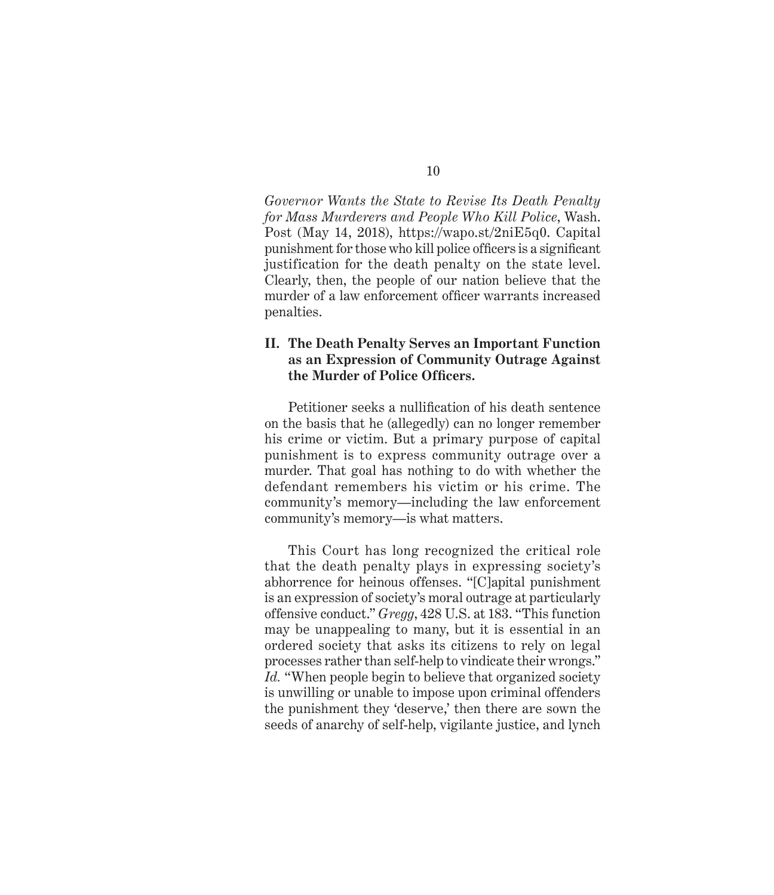*Governor Wants the State to Revise Its Death Penalty for Mass Murderers and People Who Kill Police*, Wash. Post (May 14, 2018), https://wapo.st/2niE5q0. Capital punishment for those who kill police officers is a significant justification for the death penalty on the state level. Clearly, then, the people of our nation believe that the murder of a law enforcement officer warrants increased penalties.

## II. The Death Penalty Serves an Important Function as an Expression of Community Outrage Against the Murder of Police Officers.

Petitioner seeks a nullification of his death sentence on the basis that he (allegedly) can no longer remember his crime or victim. But a primary purpose of capital punishment is to express community outrage over a murder. That goal has nothing to do with whether the defendant remembers his victim or his crime. The community's memory—including the law enforcement community's memory—is what matters.

This Court has long recognized the critical role that the death penalty plays in expressing society's abhorrence for heinous offenses. "[C]apital punishment is an expression of society's moral outrage at particularly offensive conduct." *Gregg*, 428 U.S. at 183. "This function may be unappealing to many, but it is essential in an ordered society that asks its citizens to rely on legal processes rather than self-help to vindicate their wrongs." *Id.* "When people begin to believe that organized society is unwilling or unable to impose upon criminal offenders the punishment they 'deserve,' then there are sown the seeds of anarchy of self-help, vigilante justice, and lynch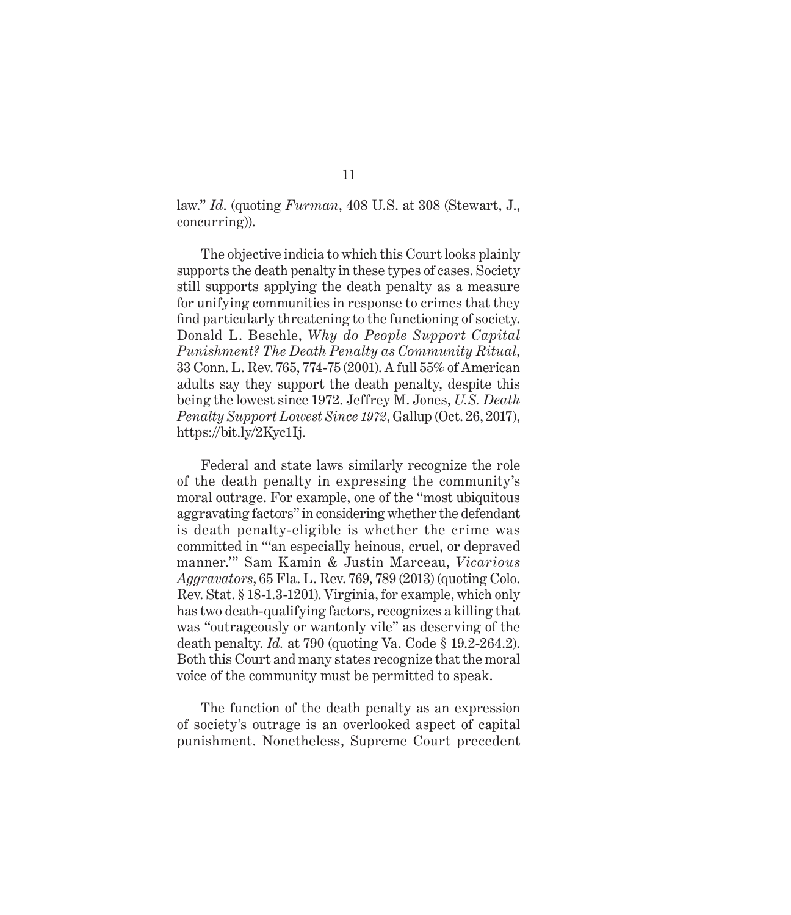law." *Id*. (quoting *Furman*, 408 U.S. at 308 (Stewart, J., concurring)).

The objective indicia to which this Court looks plainly supports the death penalty in these types of cases. Society still supports applying the death penalty as a measure for unifying communities in response to crimes that they find particularly threatening to the functioning of society. Donald L. Beschle, *Why do People Support Capital Punishment? The Death Penalty as Community Ritual*, 33 Conn. L. Rev. 765, 774-75 (2001). A full 55% of American adults say they support the death penalty, despite this being the lowest since 1972. Jeffrey M. Jones, *U.S. Death Penalty Support Lowest Since 1972*, Gallup (Oct. 26, 2017), https://bit.ly/2Kyc1Ij.

Federal and state laws similarly recognize the role of the death penalty in expressing the community's moral outrage. For example, one of the "most ubiquitous aggravating factors" in considering whether the defendant is death penalty-eligible is whether the crime was committed in "'an especially heinous, cruel, or depraved manner.'" Sam Kamin & Justin Marceau, *Vicarious Aggravators*, 65 Fla. L. Rev. 769, 789 (2013) (quoting Colo. Rev. Stat. § 18-1.3-1201). Virginia, for example, which only has two death-qualifying factors, recognizes a killing that was "outrageously or wantonly vile" as deserving of the death penalty. *Id.* at 790 (quoting Va. Code § 19.2-264.2). Both this Court and many states recognize that the moral voice of the community must be permitted to speak.

The function of the death penalty as an expression of society's outrage is an overlooked aspect of capital punishment. Nonetheless, Supreme Court precedent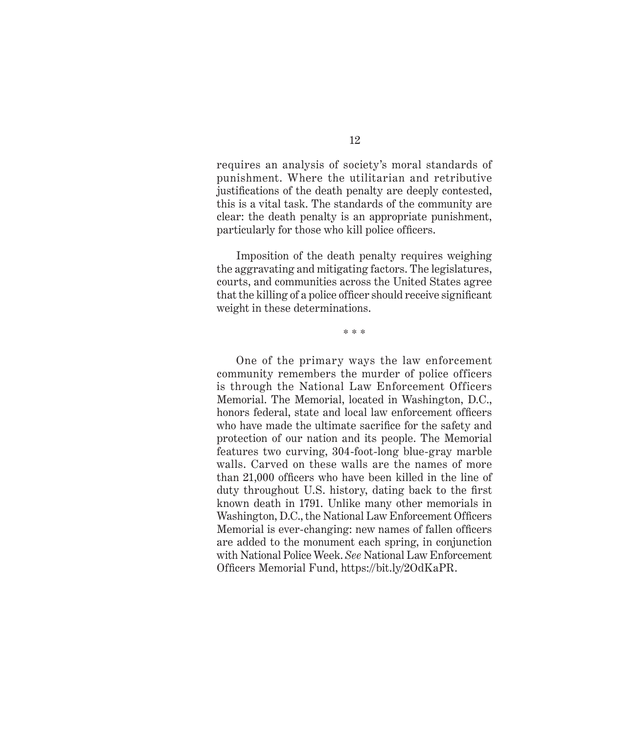requires an analysis of society's moral standards of punishment. Where the utilitarian and retributive justifications of the death penalty are deeply contested, this is a vital task. The standards of the community are clear: the death penalty is an appropriate punishment, particularly for those who kill police officers.

Imposition of the death penalty requires weighing the aggravating and mitigating factors. The legislatures, courts, and communities across the United States agree that the killing of a police officer should receive significant weight in these determinations.

\* \* \*

One of the primary ways the law enforcement community remembers the murder of police officers is through the National Law Enforcement Officers Memorial. The Memorial, located in Washington, D.C., honors federal, state and local law enforcement officers who have made the ultimate sacrifice for the safety and protection of our nation and its people. The Memorial features two curving, 304-foot-long blue-gray marble walls. Carved on these walls are the names of more than 21,000 officers who have been killed in the line of duty throughout U.S. history, dating back to the first known death in 1791. Unlike many other memorials in Washington, D.C., the National Law Enforcement Officers Memorial is ever-changing: new names of fallen officers are added to the monument each spring, in conjunction with National Police Week. *See* National Law Enforcement Officers Memorial Fund, https://bit.ly/2OdKaPR.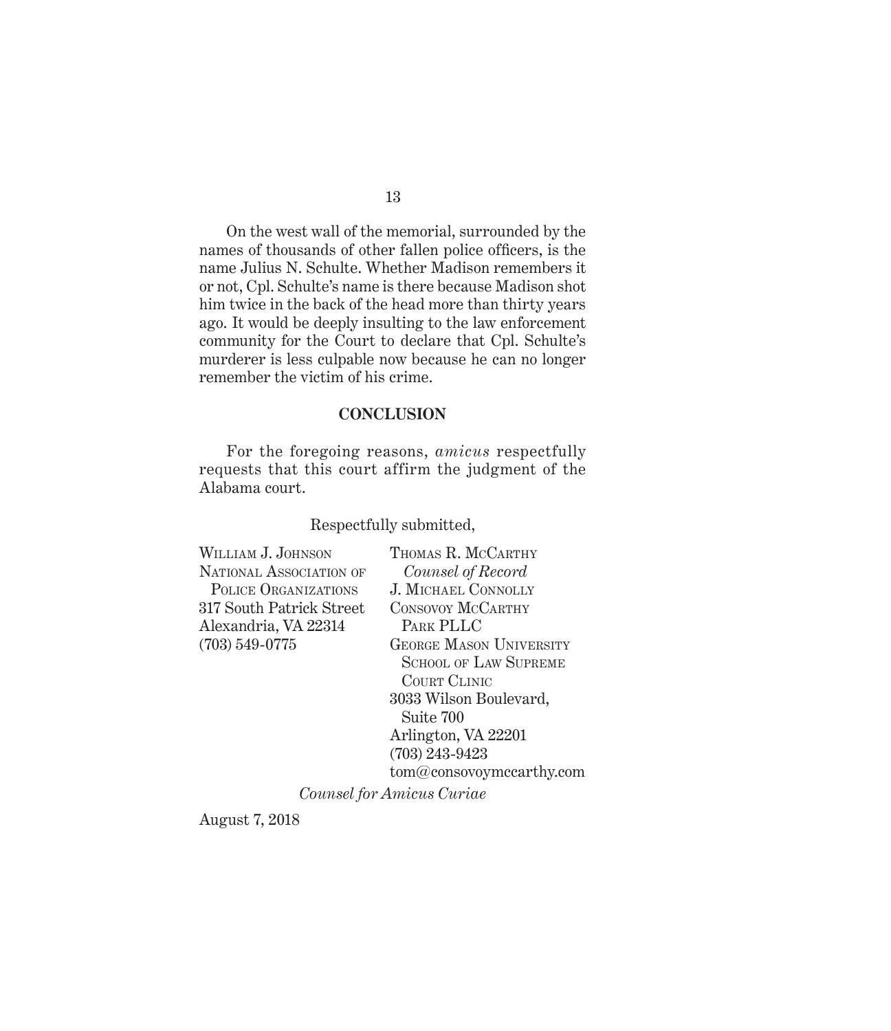On the west wall of the memorial, surrounded by the names of thousands of other fallen police officers, is the name Julius N. Schulte. Whether Madison remembers it or not, Cpl. Schulte's name is there because Madison shot him twice in the back of the head more than thirty years ago. It would be deeply insulting to the law enforcement community for the Court to declare that Cpl. Schulte's murderer is less culpable now because he can no longer remember the victim of his crime.

## CONCLUSION

For the foregoing reasons, *amicus* respectfully requests that this court affirm the judgment of the Alabama court.

Respectfully submitted,

William J. Johnson
National Association of Police Organizations
317 South Patrick Street
Alexandria, VA 22314
(703) 549-0775

Thomas R. McCarthy
*Counsel of Record*
J. Michael Connolly
Consovoy McCarthy Park PLLC
George Mason University School of Law Supreme Court Clinic
3033 Wilson Boulevard, Suite 700
Arlington, VA 22201
(703) 243-9423
tom@consovoymccarthy.com

*Counsel for Amicus Curiae*

August 7, 2018